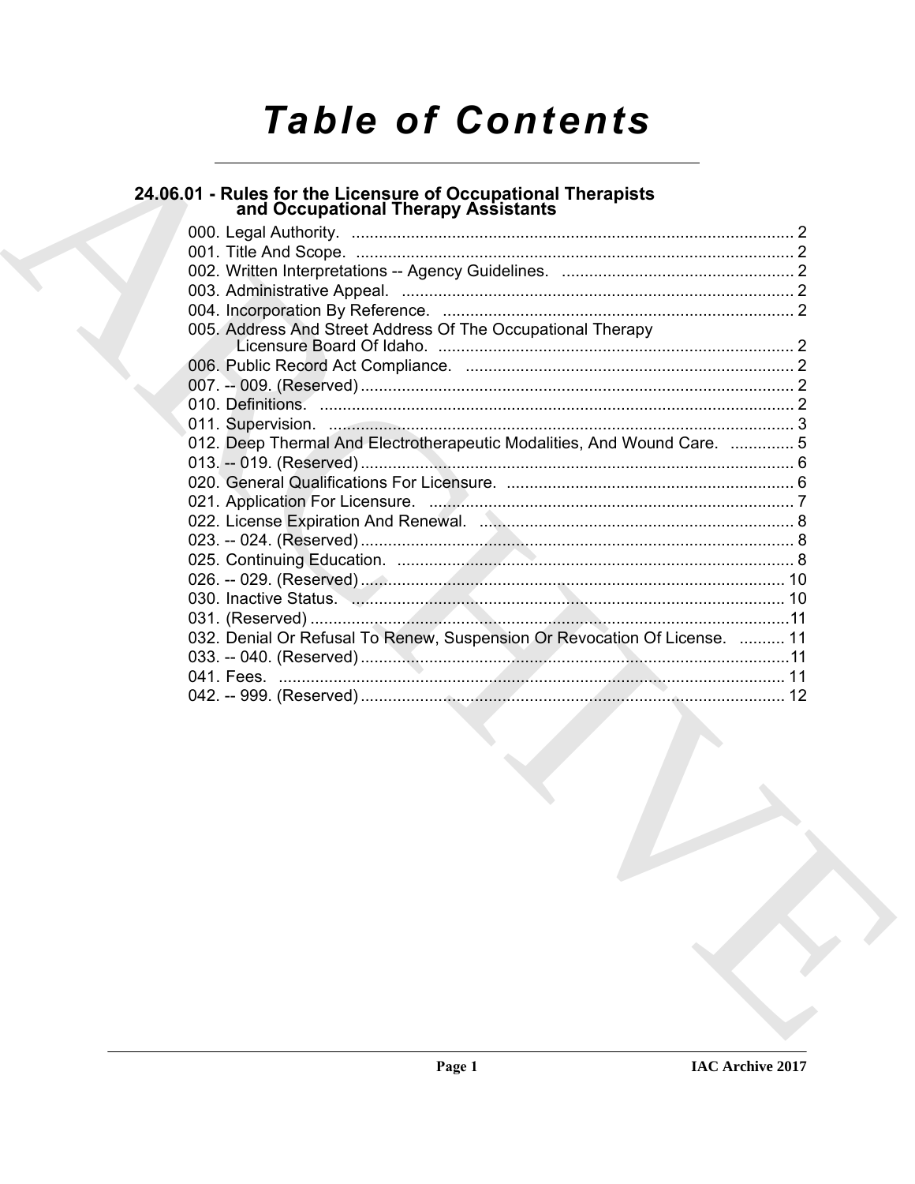# Table of Contents

## 24.06.01 - Rules for the Licensure of Occupational Therapists and Occupational Therapy Assistants

000. Legal Authority. ................................................................................................ 2
001. Title And Scope. ................................................................................................ 2
002. Written Interpretations -- Agency Guidelines. .................................................. 2
003. Administrative Appeal. ...................................................................................... 2
004. Incorporation By Reference. ............................................................................. 2
005. Address And Street Address Of The Occupational Therapy Licensure Board Of Idaho. ............................................................................... 2
006. Public Record Act Compliance. ........................................................................ 2
007. -- 009. (Reserved) ............................................................................................... 2
010. Definitions. ........................................................................................................ 2
011. Supervision. ...................................................................................................... 3
012. Deep Thermal And Electrotherapeutic Modalities, And Wound Care. .............. 5
013. -- 019. (Reserved) ............................................................................................... 6
020. General Qualifications For Licensure. ............................................................... 6
021. Application For Licensure. ................................................................................ 7
022. License Expiration And Renewal. ..................................................................... 8
023. -- 024. (Reserved) ............................................................................................... 8
025. Continuing Education. ....................................................................................... 8
026. -- 029. (Reserved) ............................................................................................. 10
030. Inactive Status. ................................................................................................ 10
031. (Reserved) ........................................................................................................ 11
032. Denial Or Refusal To Renew, Suspension Or Revocation Of License. .......... 11
033. -- 040. (Reserved) ............................................................................................. 11
041. Fees. ................................................................................................................ 11
042. -- 999. (Reserved) ............................................................................................. 12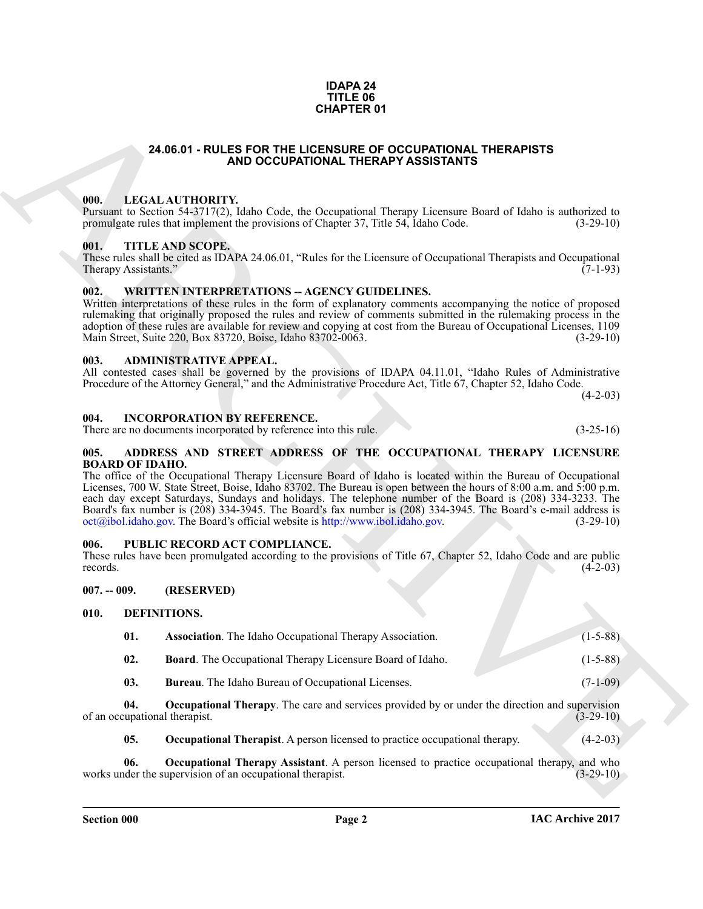**IDAPA 24**
**TITLE 06**
**CHAPTER 01**

## 24.06.01 - RULES FOR THE LICENSURE OF OCCUPATIONAL THERAPISTS AND OCCUPATIONAL THERAPY ASSISTANTS

### 000. LEGAL AUTHORITY.

Pursuant to Section 54-3717(2), Idaho Code, the Occupational Therapy Licensure Board of Idaho is authorized to promulgate rules that implement the provisions of Chapter 37, Title 54, Idaho Code. (3-29-10)

### 001. TITLE AND SCOPE.

These rules shall be cited as IDAPA 24.06.01, "Rules for the Licensure of Occupational Therapists and Occupational Therapy Assistants." (7-1-93)

### 002. WRITTEN INTERPRETATIONS -- AGENCY GUIDELINES.

Written interpretations of these rules in the form of explanatory comments accompanying the notice of proposed rulemaking that originally proposed the rules and review of comments submitted in the rulemaking process in the adoption of these rules are available for review and copying at cost from the Bureau of Occupational Licenses, 1109 Main Street, Suite 220, Box 83720, Boise, Idaho 83702-0063. (3-29-10)

### 003. ADMINISTRATIVE APPEAL.

All contested cases shall be governed by the provisions of IDAPA 04.11.01, "Idaho Rules of Administrative Procedure of the Attorney General," and the Administrative Procedure Act, Title 67, Chapter 52, Idaho Code. (4-2-03)

### 004. INCORPORATION BY REFERENCE.

There are no documents incorporated by reference into this rule. (3-25-16)

### 005. ADDRESS AND STREET ADDRESS OF THE OCCUPATIONAL THERAPY LICENSURE BOARD OF IDAHO.

The office of the Occupational Therapy Licensure Board of Idaho is located within the Bureau of Occupational Licenses, 700 W. State Street, Boise, Idaho 83702. The Bureau is open between the hours of 8:00 a.m. and 5:00 p.m. each day except Saturdays, Sundays and holidays. The telephone number of the Board is (208) 334-3233. The Board's fax number is (208) 334-3945. The Board's fax number is (208) 334-3945. The Board's e-mail address is oct@ibol.idaho.gov. The Board's official website is http://www.ibol.idaho.gov. (3-29-10)

### 006. PUBLIC RECORD ACT COMPLIANCE.

These rules have been promulgated according to the provisions of Title 67, Chapter 52, Idaho Code and are public records. (4-2-03)

### 007. -- 009. (RESERVED)

### 010. DEFINITIONS.

**01. Association**. The Idaho Occupational Therapy Association. (1-5-88)

**02. Board**. The Occupational Therapy Licensure Board of Idaho. (1-5-88)

**03. Bureau**. The Idaho Bureau of Occupational Licenses. (7-1-09)

**04. Occupational Therapy**. The care and services provided by or under the direction and supervision of an occupational therapist. (3-29-10)

**05. Occupational Therapist**. A person licensed to practice occupational therapy. (4-2-03)

**06. Occupational Therapy Assistant**. A person licensed to practice occupational therapy, and who works under the supervision of an occupational therapist. (3-29-10)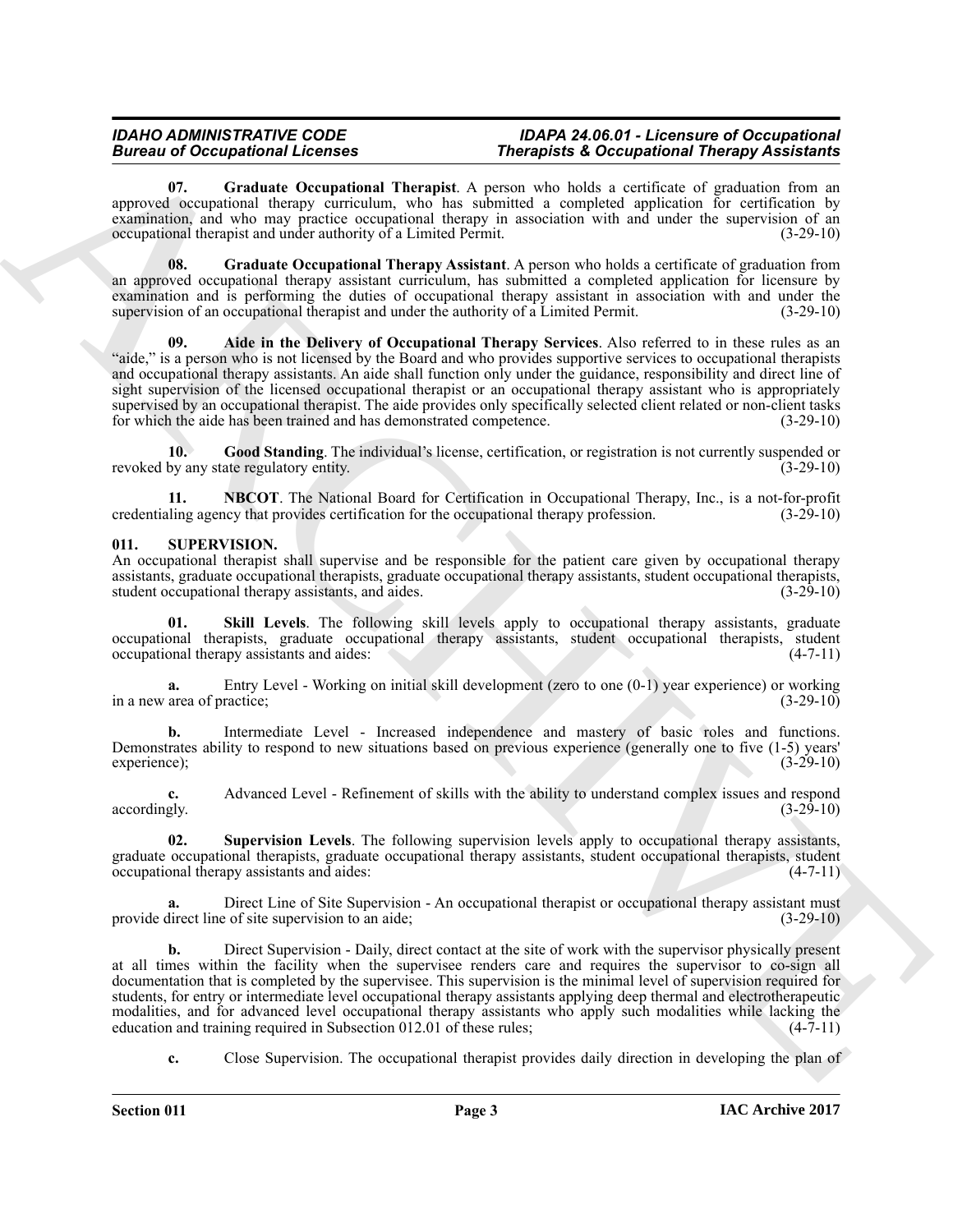**07. Graduate Occupational Therapist**. A person who holds a certificate of graduation from an approved occupational therapy curriculum, who has submitted a completed application for certification by examination, and who may practice occupational therapy in association with and under the supervision of an occupational therapist and under authority of a Limited Permit. (3-29-10)

**08. Graduate Occupational Therapy Assistant**. A person who holds a certificate of graduation from an approved occupational therapy assistant curriculum, has submitted a completed application for licensure by examination and is performing the duties of occupational therapy assistant in association with and under the supervision of an occupational therapist and under the authority of a Limited Permit. (3-29-10)

**09. Aide in the Delivery of Occupational Therapy Services**. Also referred to in these rules as an "aide," is a person who is not licensed by the Board and who provides supportive services to occupational therapists and occupational therapy assistants. An aide shall function only under the guidance, responsibility and direct line of sight supervision of the licensed occupational therapist or an occupational therapy assistant who is appropriately supervised by an occupational therapist. The aide provides only specifically selected client related or non-client tasks for which the aide has been trained and has demonstrated competence. (3-29-10)

**10. Good Standing**. The individual's license, certification, or registration is not currently suspended or revoked by any state regulatory entity. (3-29-10)

**11. NBCOT**. The National Board for Certification in Occupational Therapy, Inc., is a not-for-profit credentialing agency that provides certification for the occupational therapy profession. (3-29-10)

## 011. SUPERVISION.

An occupational therapist shall supervise and be responsible for the patient care given by occupational therapy assistants, graduate occupational therapists, graduate occupational therapy assistants, student occupational therapists, student occupational therapy assistants, and aides. (3-29-10)

**01. Skill Levels**. The following skill levels apply to occupational therapy assistants, graduate occupational therapists, graduate occupational therapy assistants, student occupational therapists, student occupational therapy assistants and aides: (4-7-11)

**a.** Entry Level - Working on initial skill development (zero to one (0-1) year experience) or working in a new area of practice; (3-29-10)

**b.** Intermediate Level - Increased independence and mastery of basic roles and functions. Demonstrates ability to respond to new situations based on previous experience (generally one to five (1-5) years' experience); (3-29-10)

**c.** Advanced Level - Refinement of skills with the ability to understand complex issues and respond accordingly. (3-29-10)

**02. Supervision Levels**. The following supervision levels apply to occupational therapy assistants, graduate occupational therapists, graduate occupational therapy assistants, student occupational therapists, student occupational therapy assistants and aides: (4-7-11)

**a.** Direct Line of Site Supervision - An occupational therapist or occupational therapy assistant must provide direct line of site supervision to an aide; (3-29-10)

**b.** Direct Supervision - Daily, direct contact at the site of work with the supervisor physically present at all times within the facility when the supervisee renders care and requires the supervisor to co-sign all documentation that is completed by the supervisee. This supervision is the minimal level of supervision required for students, for entry or intermediate level occupational therapy assistants applying deep thermal and electrotherapeutic modalities, and for advanced level occupational therapy assistants who apply such modalities while lacking the education and training required in Subsection 012.01 of these rules; (4-7-11)

**c.** Close Supervision. The occupational therapist provides daily direction in developing the plan of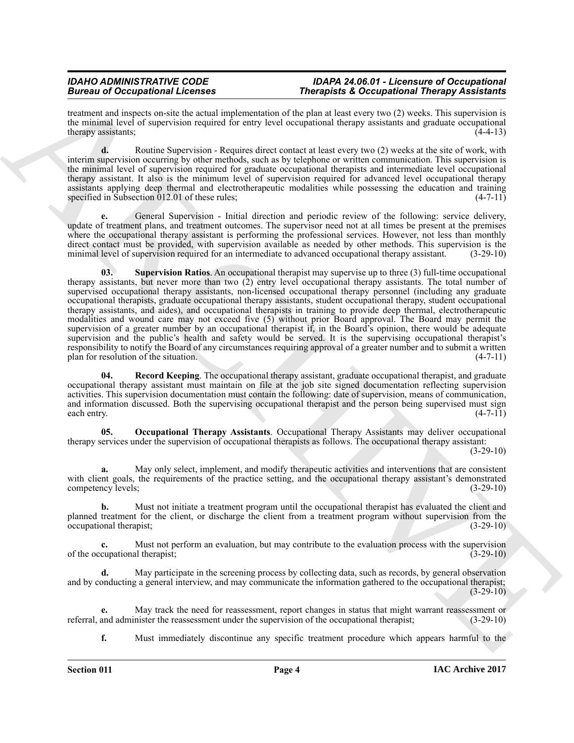treatment and inspects on-site the actual implementation of the plan at least every two (2) weeks. This supervision is the minimal level of supervision required for entry level occupational therapy assistants and graduate occupational therapy assistants; (4-4-13)

**d.** Routine Supervision - Requires direct contact at least every two (2) weeks at the site of work, with interim supervision occurring by other methods, such as by telephone or written communication. This supervision is the minimal level of supervision required for graduate occupational therapists and intermediate level occupational therapy assistant. It also is the minimum level of supervision required for advanced level occupational therapy assistants applying deep thermal and electrotherapeutic modalities while possessing the education and training specified in Subsection 012.01 of these rules; (4-7-11)

**e.** General Supervision - Initial direction and periodic review of the following: service delivery, update of treatment plans, and treatment outcomes. The supervisor need not at all times be present at the premises where the occupational therapy assistant is performing the professional services. However, not less than monthly direct contact must be provided, with supervision available as needed by other methods. This supervision is the minimal level of supervision required for an intermediate to advanced occupational therapy assistant. (3-29-10)

**03. Supervision Ratios**. An occupational therapist may supervise up to three (3) full-time occupational therapy assistants, but never more than two (2) entry level occupational therapy assistants. The total number of supervised occupational therapy assistants, non-licensed occupational therapy personnel (including any graduate occupational therapists, graduate occupational therapy assistants, student occupational therapy, student occupational therapy assistants, and aides), and occupational therapists in training to provide deep thermal, electrotherapeutic modalities and wound care may not exceed five (5) without prior Board approval. The Board may permit the supervision of a greater number by an occupational therapist if, in the Board's opinion, there would be adequate supervision and the public's health and safety would be served. It is the supervising occupational therapist's responsibility to notify the Board of any circumstances requiring approval of a greater number and to submit a written plan for resolution of the situation. (4-7-11)

**04. Record Keeping**. The occupational therapy assistant, graduate occupational therapist, and graduate occupational therapy assistant must maintain on file at the job site signed documentation reflecting supervision activities. This supervision documentation must contain the following: date of supervision, means of communication, and information discussed. Both the supervising occupational therapist and the person being supervised must sign each entry. (4-7-11)

**05. Occupational Therapy Assistants**. Occupational Therapy Assistants may deliver occupational therapy services under the supervision of occupational therapists as follows. The occupational therapy assistant: (3-29-10)

**a.** May only select, implement, and modify therapeutic activities and interventions that are consistent with client goals, the requirements of the practice setting, and the occupational therapy assistant's demonstrated competency levels; (3-29-10)

**b.** Must not initiate a treatment program until the occupational therapist has evaluated the client and planned treatment for the client, or discharge the client from a treatment program without supervision from the occupational therapist; (3-29-10)

**c.** Must not perform an evaluation, but may contribute to the evaluation process with the supervision of the occupational therapist; (3-29-10)

**d.** May participate in the screening process by collecting data, such as records, by general observation and by conducting a general interview, and may communicate the information gathered to the occupational therapist; (3-29-10)

**e.** May track the need for reassessment, report changes in status that might warrant reassessment or referral, and administer the reassessment under the supervision of the occupational therapist; (3-29-10)

**f.** Must immediately discontinue any specific treatment procedure which appears harmful to the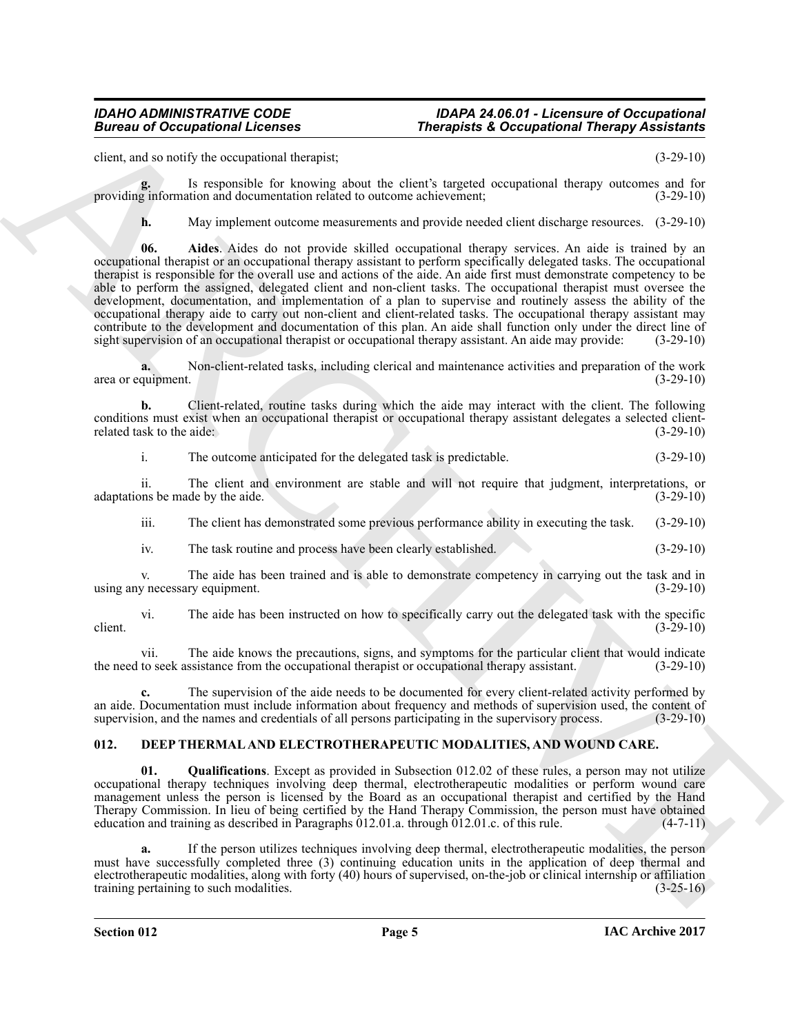client, and so notify the occupational therapist; (3-29-10)

**g.** Is responsible for knowing about the client's targeted occupational therapy outcomes and for providing information and documentation related to outcome achievement; (3-29-10)

**h.** May implement outcome measurements and provide needed client discharge resources. (3-29-10)

**06. Aides**. Aides do not provide skilled occupational therapy services. An aide is trained by an occupational therapist or an occupational therapy assistant to perform specifically delegated tasks. The occupational therapist is responsible for the overall use and actions of the aide. An aide first must demonstrate competency to be able to perform the assigned, delegated client and non-client tasks. The occupational therapist must oversee the development, documentation, and implementation of a plan to supervise and routinely assess the ability of the occupational therapy aide to carry out non-client and client-related tasks. The occupational therapy assistant may contribute to the development and documentation of this plan. An aide shall function only under the direct line of sight supervision of an occupational therapist or occupational therapy assistant. An aide may provide: (3-29-10)

**a.** Non-client-related tasks, including clerical and maintenance activities and preparation of the work area or equipment. (3-29-10)

**b.** Client-related, routine tasks during which the aide may interact with the client. The following conditions must exist when an occupational therapist or occupational therapy assistant delegates a selected client-related task to the aide: (3-29-10)

i. The outcome anticipated for the delegated task is predictable. (3-29-10)

ii. The client and environment are stable and will not require that judgment, interpretations, or adaptations be made by the aide. (3-29-10)

iii. The client has demonstrated some previous performance ability in executing the task. (3-29-10)

iv. The task routine and process have been clearly established. (3-29-10)

v. The aide has been trained and is able to demonstrate competency in carrying out the task and in using any necessary equipment. (3-29-10)

vi. The aide has been instructed on how to specifically carry out the delegated task with the specific client. (3-29-10)

vii. The aide knows the precautions, signs, and symptoms for the particular client that would indicate the need to seek assistance from the occupational therapist or occupational therapy assistant. (3-29-10)

**c.** The supervision of the aide needs to be documented for every client-related activity performed by an aide. Documentation must include information about frequency and methods of supervision used, the content of supervision, and the names and credentials of all persons participating in the supervisory process. (3-29-10)

## 012. DEEP THERMAL AND ELECTROTHERAPEUTIC MODALITIES, AND WOUND CARE.

**01. Qualifications**. Except as provided in Subsection 012.02 of these rules, a person may not utilize occupational therapy techniques involving deep thermal, electrotherapeutic modalities or perform wound care management unless the person is licensed by the Board as an occupational therapist and certified by the Hand Therapy Commission. In lieu of being certified by the Hand Therapy Commission, the person must have obtained education and training as described in Paragraphs 012.01.a. through 012.01.c. of this rule. (4-7-11)

**a.** If the person utilizes techniques involving deep thermal, electrotherapeutic modalities, the person must have successfully completed three (3) continuing education units in the application of deep thermal and electrotherapeutic modalities, along with forty (40) hours of supervised, on-the-job or clinical internship or affiliation training pertaining to such modalities. (3-25-16)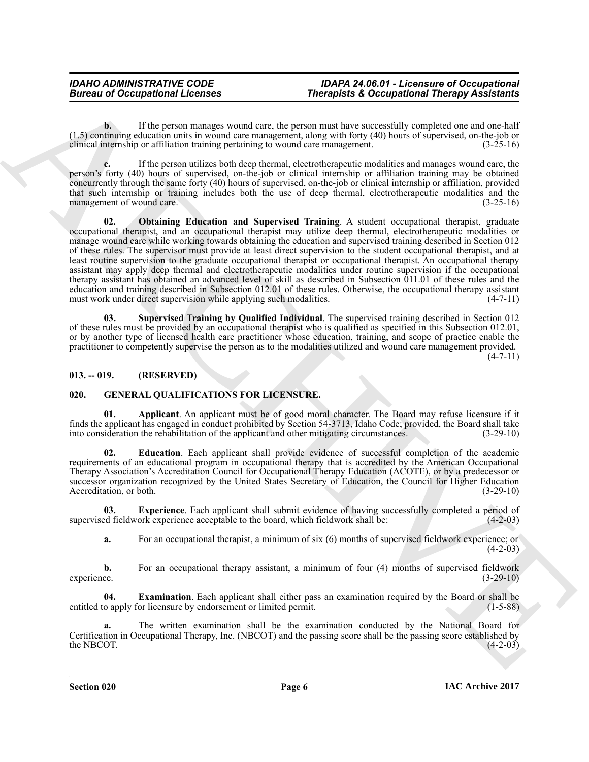**b.** If the person manages wound care, the person must have successfully completed one and one-half (1.5) continuing education units in wound care management, along with forty (40) hours of supervised, on-the-job or clinical internship or affiliation training pertaining to wound care management. (3-25-16)

**c.** If the person utilizes both deep thermal, electrotherapeutic modalities and manages wound care, the person's forty (40) hours of supervised, on-the-job or clinical internship or affiliation training may be obtained concurrently through the same forty (40) hours of supervised, on-the-job or clinical internship or affiliation, provided that such internship or training includes both the use of deep thermal, electrotherapeutic modalities and the management of wound care. (3-25-16)

**02. Obtaining Education and Supervised Training**. A student occupational therapist, graduate occupational therapist, and an occupational therapist may utilize deep thermal, electrotherapeutic modalities or manage wound care while working towards obtaining the education and supervised training described in Section 012 of these rules. The supervisor must provide at least direct supervision to the student occupational therapist, and at least routine supervision to the graduate occupational therapist or occupational therapist. An occupational therapy assistant may apply deep thermal and electrotherapeutic modalities under routine supervision if the occupational therapy assistant has obtained an advanced level of skill as described in Subsection 011.01 of these rules and the education and training described in Subsection 012.01 of these rules. Otherwise, the occupational therapy assistant must work under direct supervision while applying such modalities. (4-7-11)

**03. Supervised Training by Qualified Individual**. The supervised training described in Section 012 of these rules must be provided by an occupational therapist who is qualified as specified in this Subsection 012.01, or by another type of licensed health care practitioner whose education, training, and scope of practice enable the practitioner to competently supervise the person as to the modalities utilized and wound care management provided. (4-7-11)

## 013. -- 019. (RESERVED)

## 020. GENERAL QUALIFICATIONS FOR LICENSURE.

**01. Applicant**. An applicant must be of good moral character. The Board may refuse licensure if it finds the applicant has engaged in conduct prohibited by Section 54-3713, Idaho Code; provided, the Board shall take into consideration the rehabilitation of the applicant and other mitigating circumstances. (3-29-10)

**02. Education**. Each applicant shall provide evidence of successful completion of the academic requirements of an educational program in occupational therapy that is accredited by the American Occupational Therapy Association's Accreditation Council for Occupational Therapy Education (ACOTE), or by a predecessor or successor organization recognized by the United States Secretary of Education, the Council for Higher Education Accreditation, or both. (3-29-10)

**03. Experience**. Each applicant shall submit evidence of having successfully completed a period of supervised fieldwork experience acceptable to the board, which fieldwork shall be: (4-2-03)

**a.** For an occupational therapist, a minimum of six (6) months of supervised fieldwork experience; or (4-2-03)

**b.** For an occupational therapy assistant, a minimum of four (4) months of supervised fieldwork experience. (3-29-10)

**04. Examination**. Each applicant shall either pass an examination required by the Board or shall be entitled to apply for licensure by endorsement or limited permit. (1-5-88)

**a.** The written examination shall be the examination conducted by the National Board for Certification in Occupational Therapy, Inc. (NBCOT) and the passing score shall be the passing score established by the NBCOT. (4-2-03)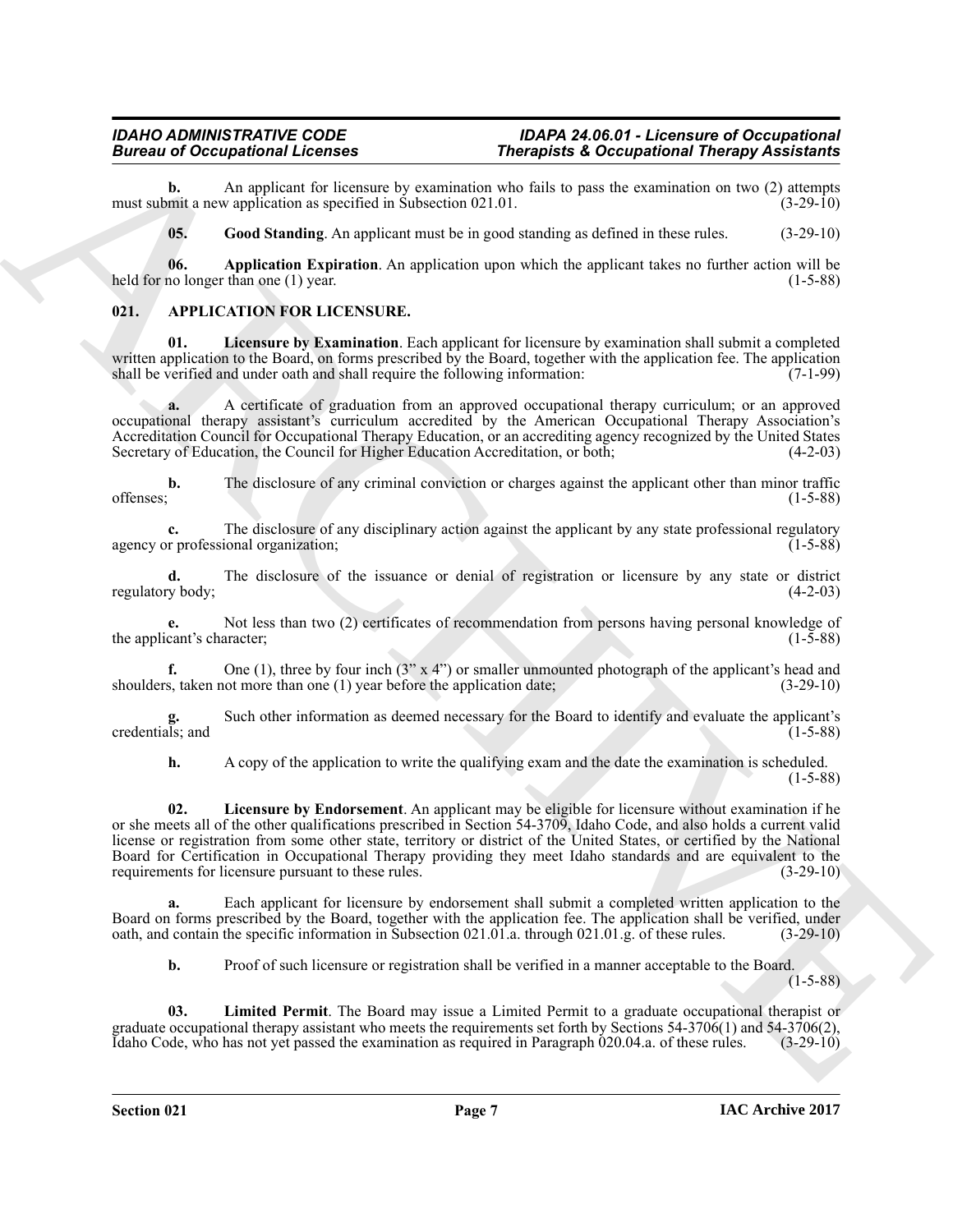**b.** An applicant for licensure by examination who fails to pass the examination on two (2) attempts must submit a new application as specified in Subsection 021.01. (3-29-10)

**05. Good Standing**. An applicant must be in good standing as defined in these rules. (3-29-10)

**06. Application Expiration**. An application upon which the applicant takes no further action will be held for no longer than one (1) year. (1-5-88)

## 021. APPLICATION FOR LICENSURE.

**01. Licensure by Examination**. Each applicant for licensure by examination shall submit a completed written application to the Board, on forms prescribed by the Board, together with the application fee. The application shall be verified and under oath and shall require the following information: (7-1-99)

**a.** A certificate of graduation from an approved occupational therapy curriculum; or an approved occupational therapy assistant's curriculum accredited by the American Occupational Therapy Association's Accreditation Council for Occupational Therapy Education, or an accrediting agency recognized by the United States Secretary of Education, the Council for Higher Education Accreditation, or both; (4-2-03)

**b.** The disclosure of any criminal conviction or charges against the applicant other than minor traffic offenses; (1-5-88)

**c.** The disclosure of any disciplinary action against the applicant by any state professional regulatory agency or professional organization; (1-5-88)

**d.** The disclosure of the issuance or denial of registration or licensure by any state or district regulatory body; (4-2-03)

**e.** Not less than two (2) certificates of recommendation from persons having personal knowledge of the applicant's character; (1-5-88)

**f.** One (1), three by four inch (3" x 4") or smaller unmounted photograph of the applicant's head and shoulders, taken not more than one (1) year before the application date; (3-29-10)

**g.** Such other information as deemed necessary for the Board to identify and evaluate the applicant's credentials; and (1-5-88)

**h.** A copy of the application to write the qualifying exam and the date the examination is scheduled. (1-5-88)

**02. Licensure by Endorsement**. An applicant may be eligible for licensure without examination if he or she meets all of the other qualifications prescribed in Section 54-3709, Idaho Code, and also holds a current valid license or registration from some other state, territory or district of the United States, or certified by the National Board for Certification in Occupational Therapy providing they meet Idaho standards and are equivalent to the requirements for licensure pursuant to these rules. (3-29-10)

**a.** Each applicant for licensure by endorsement shall submit a completed written application to the Board on forms prescribed by the Board, together with the application fee. The application shall be verified, under oath, and contain the specific information in Subsection 021.01.a. through 021.01.g. of these rules. (3-29-10)

**b.** Proof of such licensure or registration shall be verified in a manner acceptable to the Board. (1-5-88)

**03. Limited Permit**. The Board may issue a Limited Permit to a graduate occupational therapist or graduate occupational therapy assistant who meets the requirements set forth by Sections 54-3706(1) and 54-3706(2), Idaho Code, who has not yet passed the examination as required in Paragraph 020.04.a. of these rules. (3-29-10)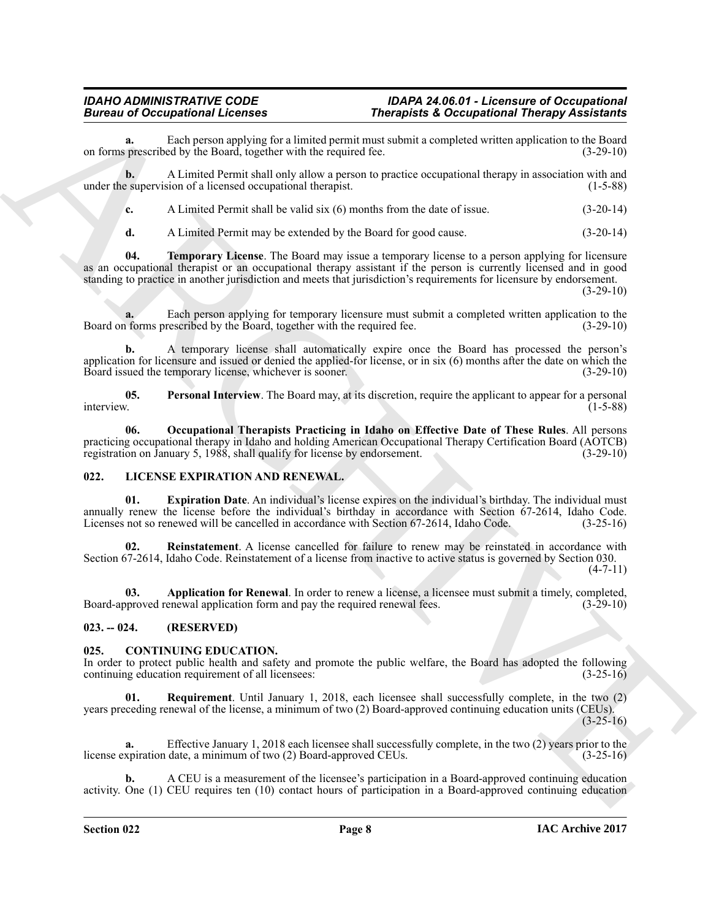**a.** Each person applying for a limited permit must submit a completed written application to the Board on forms prescribed by the Board, together with the required fee. (3-29-10)

**b.** A Limited Permit shall only allow a person to practice occupational therapy in association with and under the supervision of a licensed occupational therapist. (1-5-88)

**c.** A Limited Permit shall be valid six (6) months from the date of issue. (3-20-14)

**d.** A Limited Permit may be extended by the Board for good cause. (3-20-14)

**04. Temporary License**. The Board may issue a temporary license to a person applying for licensure as an occupational therapist or an occupational therapy assistant if the person is currently licensed and in good standing to practice in another jurisdiction and meets that jurisdiction's requirements for licensure by endorsement. (3-29-10)

**a.** Each person applying for temporary licensure must submit a completed written application to the Board on forms prescribed by the Board, together with the required fee. (3-29-10)

**b.** A temporary license shall automatically expire once the Board has processed the person's application for licensure and issued or denied the applied-for license, or in six (6) months after the date on which the Board issued the temporary license, whichever is sooner. (3-29-10)

**05. Personal Interview**. The Board may, at its discretion, require the applicant to appear for a personal interview. (1-5-88)

**06. Occupational Therapists Practicing in Idaho on Effective Date of These Rules**. All persons practicing occupational therapy in Idaho and holding American Occupational Therapy Certification Board (AOTCB) registration on January 5, 1988, shall qualify for license by endorsement. (3-29-10)

## 022. LICENSE EXPIRATION AND RENEWAL.

**01. Expiration Date**. An individual's license expires on the individual's birthday. The individual must annually renew the license before the individual's birthday in accordance with Section 67-2614, Idaho Code. Licenses not so renewed will be cancelled in accordance with Section 67-2614, Idaho Code. (3-25-16)

**02. Reinstatement**. A license cancelled for failure to renew may be reinstated in accordance with Section 67-2614, Idaho Code. Reinstatement of a license from inactive to active status is governed by Section 030. (4-7-11)

**03. Application for Renewal**. In order to renew a license, a licensee must submit a timely, completed, Board-approved renewal application form and pay the required renewal fees. (3-29-10)

## 023. -- 024. (RESERVED)

## 025. CONTINUING EDUCATION.

In order to protect public health and safety and promote the public welfare, the Board has adopted the following continuing education requirement of all licensees: (3-25-16)

**01. Requirement**. Until January 1, 2018, each licensee shall successfully complete, in the two (2) years preceding renewal of the license, a minimum of two (2) Board-approved continuing education units (CEUs). (3-25-16)

**a.** Effective January 1, 2018 each licensee shall successfully complete, in the two (2) years prior to the license expiration date, a minimum of two (2) Board-approved CEUs. (3-25-16)

**b.** A CEU is a measurement of the licensee's participation in a Board-approved continuing education activity. One (1) CEU requires ten (10) contact hours of participation in a Board-approved continuing education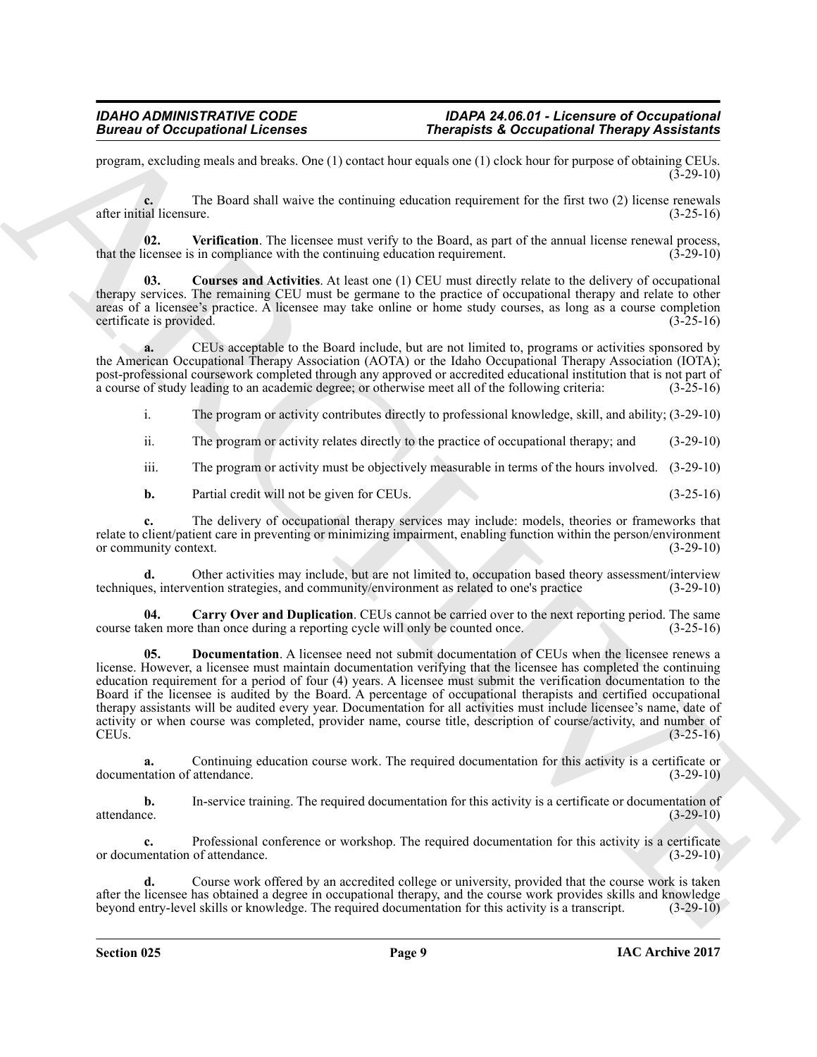program, excluding meals and breaks. One (1) contact hour equals one (1) clock hour for purpose of obtaining CEUs. (3-29-10)

**c.** The Board shall waive the continuing education requirement for the first two (2) license renewals after initial licensure. (3-25-16)

**02. Verification**. The licensee must verify to the Board, as part of the annual license renewal process, that the licensee is in compliance with the continuing education requirement. (3-29-10)

**03. Courses and Activities**. At least one (1) CEU must directly relate to the delivery of occupational therapy services. The remaining CEU must be germane to the practice of occupational therapy and relate to other areas of a licensee's practice. A licensee may take online or home study courses, as long as a course completion certificate is provided. (3-25-16)

**a.** CEUs acceptable to the Board include, but are not limited to, programs or activities sponsored by the American Occupational Therapy Association (AOTA) or the Idaho Occupational Therapy Association (IOTA); post-professional coursework completed through any approved or accredited educational institution that is not part of a course of study leading to an academic degree; or otherwise meet all of the following criteria: (3-25-16)

i. The program or activity contributes directly to professional knowledge, skill, and ability; (3-29-10)

ii. The program or activity relates directly to the practice of occupational therapy; and (3-29-10)

iii. The program or activity must be objectively measurable in terms of the hours involved. (3-29-10)

**b.** Partial credit will not be given for CEUs. (3-25-16)

**c.** The delivery of occupational therapy services may include: models, theories or frameworks that relate to client/patient care in preventing or minimizing impairment, enabling function within the person/environment or community context. (3-29-10)

**d.** Other activities may include, but are not limited to, occupation based theory assessment/interview techniques, intervention strategies, and community/environment as related to one's practice (3-29-10)

**04. Carry Over and Duplication**. CEUs cannot be carried over to the next reporting period. The same course taken more than once during a reporting cycle will only be counted once. (3-25-16)

**05. Documentation**. A licensee need not submit documentation of CEUs when the licensee renews a license. However, a licensee must maintain documentation verifying that the licensee has completed the continuing education requirement for a period of four (4) years. A licensee must submit the verification documentation to the Board if the licensee is audited by the Board. A percentage of occupational therapists and certified occupational therapy assistants will be audited every year. Documentation for all activities must include licensee's name, date of activity or when course was completed, provider name, course title, description of course/activity, and number of CEUs. (3-25-16)

**a.** Continuing education course work. The required documentation for this activity is a certificate or documentation of attendance. (3-29-10)

**b.** In-service training. The required documentation for this activity is a certificate or documentation of attendance. (3-29-10)

**c.** Professional conference or workshop. The required documentation for this activity is a certificate or documentation of attendance. (3-29-10)

**d.** Course work offered by an accredited college or university, provided that the course work is taken after the licensee has obtained a degree in occupational therapy, and the course work provides skills and knowledge beyond entry-level skills or knowledge. The required documentation for this activity is a transcript. (3-29-10)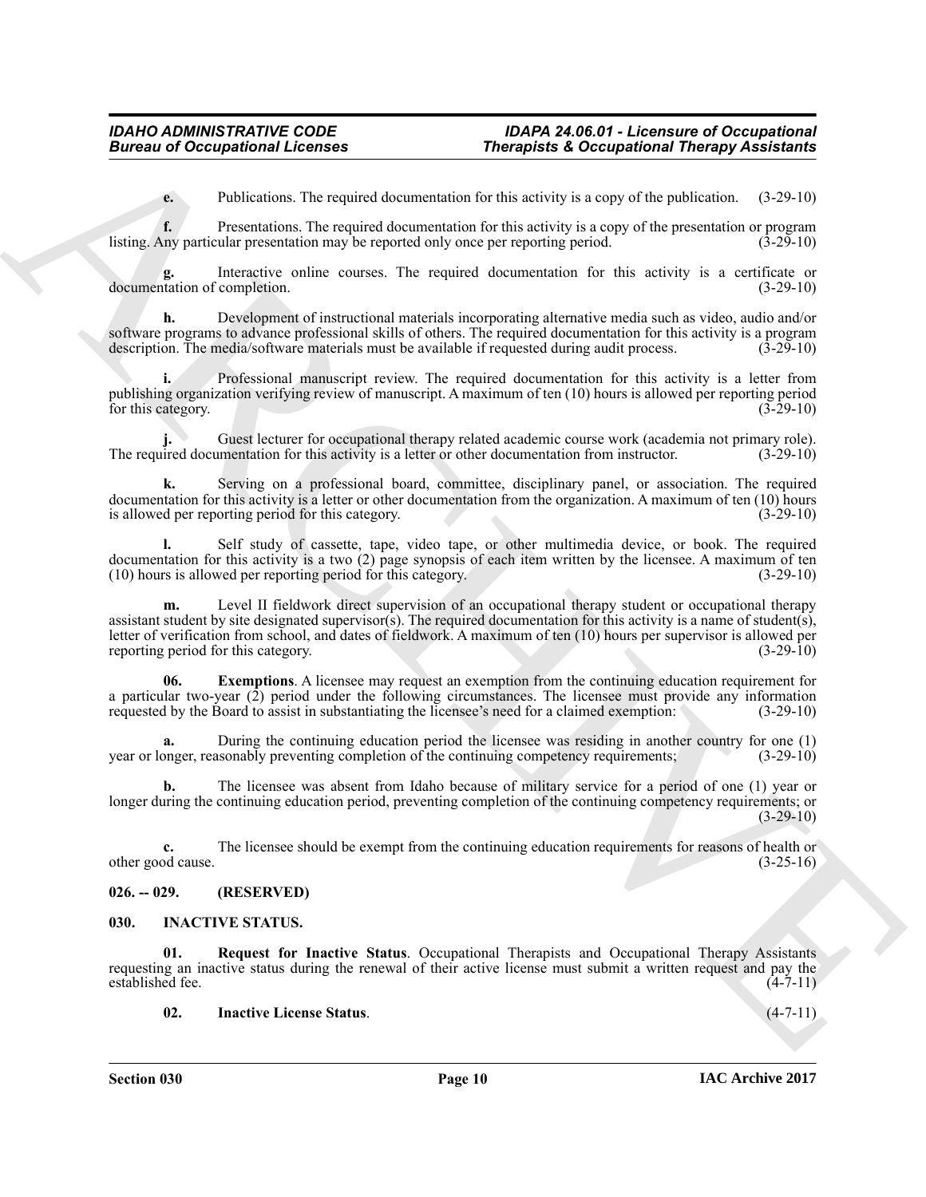**e.** Publications. The required documentation for this activity is a copy of the publication. (3-29-10)

**f.** Presentations. The required documentation for this activity is a copy of the presentation or program listing. Any particular presentation may be reported only once per reporting period. (3-29-10)

**g.** Interactive online courses. The required documentation for this activity is a certificate or documentation of completion. (3-29-10)

**h.** Development of instructional materials incorporating alternative media such as video, audio and/or software programs to advance professional skills of others. The required documentation for this activity is a program description. The media/software materials must be available if requested during audit process. (3-29-10)

**i.** Professional manuscript review. The required documentation for this activity is a letter from publishing organization verifying review of manuscript. A maximum of ten (10) hours is allowed per reporting period for this category. (3-29-10)

**j.** Guest lecturer for occupational therapy related academic course work (academia not primary role). The required documentation for this activity is a letter or other documentation from instructor. (3-29-10)

**k.** Serving on a professional board, committee, disciplinary panel, or association. The required documentation for this activity is a letter or other documentation from the organization. A maximum of ten (10) hours is allowed per reporting period for this category. (3-29-10)

**l.** Self study of cassette, tape, video tape, or other multimedia device, or book. The required documentation for this activity is a two (2) page synopsis of each item written by the licensee. A maximum of ten (10) hours is allowed per reporting period for this category. (3-29-10)

**m.** Level II fieldwork direct supervision of an occupational therapy student or occupational therapy assistant student by site designated supervisor(s). The required documentation for this activity is a name of student(s), letter of verification from school, and dates of fieldwork. A maximum of ten (10) hours per supervisor is allowed per reporting period for this category. (3-29-10)

**06. Exemptions**. A licensee may request an exemption from the continuing education requirement for a particular two-year (2) period under the following circumstances. The licensee must provide any information requested by the Board to assist in substantiating the licensee's need for a claimed exemption: (3-29-10)

**a.** During the continuing education period the licensee was residing in another country for one (1) year or longer, reasonably preventing completion of the continuing competency requirements; (3-29-10)

**b.** The licensee was absent from Idaho because of military service for a period of one (1) year or longer during the continuing education period, preventing completion of the continuing competency requirements; or (3-29-10)

**c.** The licensee should be exempt from the continuing education requirements for reasons of health or other good cause. (3-25-16)

## 026. -- 029. (RESERVED)

## 030. INACTIVE STATUS.

**01. Request for Inactive Status**. Occupational Therapists and Occupational Therapy Assistants requesting an inactive status during the renewal of their active license must submit a written request and pay the established fee. (4-7-11)

**02. Inactive License Status**. (4-7-11)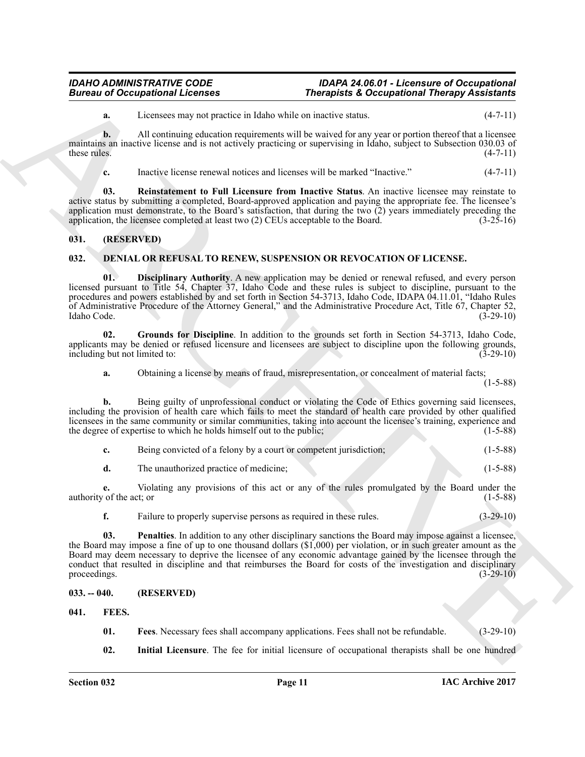**a.** Licensees may not practice in Idaho while on inactive status. (4-7-11)

**b.** All continuing education requirements will be waived for any year or portion thereof that a licensee maintains an inactive license and is not actively practicing or supervising in Idaho, subject to Subsection 030.03 of these rules. (4-7-11)

**c.** Inactive license renewal notices and licenses will be marked "Inactive." (4-7-11)

**03. Reinstatement to Full Licensure from Inactive Status**. An inactive licensee may reinstate to active status by submitting a completed, Board-approved application and paying the appropriate fee. The licensee's application must demonstrate, to the Board's satisfaction, that during the two (2) years immediately preceding the application, the licensee completed at least two (2) CEUs acceptable to the Board. (3-25-16)

## 031. (RESERVED)

## 032. DENIAL OR REFUSAL TO RENEW, SUSPENSION OR REVOCATION OF LICENSE.

**01. Disciplinary Authority**. A new application may be denied or renewal refused, and every person licensed pursuant to Title 54, Chapter 37, Idaho Code and these rules is subject to discipline, pursuant to the procedures and powers established by and set forth in Section 54-3713, Idaho Code, IDAPA 04.11.01, "Idaho Rules of Administrative Procedure of the Attorney General," and the Administrative Procedure Act, Title 67, Chapter 52, Idaho Code. (3-29-10)

**02. Grounds for Discipline**. In addition to the grounds set forth in Section 54-3713, Idaho Code, applicants may be denied or refused licensure and licensees are subject to discipline upon the following grounds, including but not limited to: (3-29-10)

**a.** Obtaining a license by means of fraud, misrepresentation, or concealment of material facts; (1-5-88)

**b.** Being guilty of unprofessional conduct or violating the Code of Ethics governing said licensees, including the provision of health care which fails to meet the standard of health care provided by other qualified licensees in the same community or similar communities, taking into account the licensee's training, experience and the degree of expertise to which he holds himself out to the public; (1-5-88)

**c.** Being convicted of a felony by a court or competent jurisdiction; (1-5-88)

**d.** The unauthorized practice of medicine; (1-5-88)

**e.** Violating any provisions of this act or any of the rules promulgated by the Board under the authority of the act; or (1-5-88)

**f.** Failure to properly supervise persons as required in these rules. (3-29-10)

**03. Penalties**. In addition to any other disciplinary sanctions the Board may impose against a licensee, the Board may impose a fine of up to one thousand dollars ($1,000) per violation, or in such greater amount as the Board may deem necessary to deprive the licensee of any economic advantage gained by the licensee through the conduct that resulted in discipline and that reimburses the Board for costs of the investigation and disciplinary proceedings. (3-29-10)

## 033. -- 040. (RESERVED)

## 041. FEES.

**01. Fees**. Necessary fees shall accompany applications. Fees shall not be refundable. (3-29-10)

**02. Initial Licensure**. The fee for initial licensure of occupational therapists shall be one hundred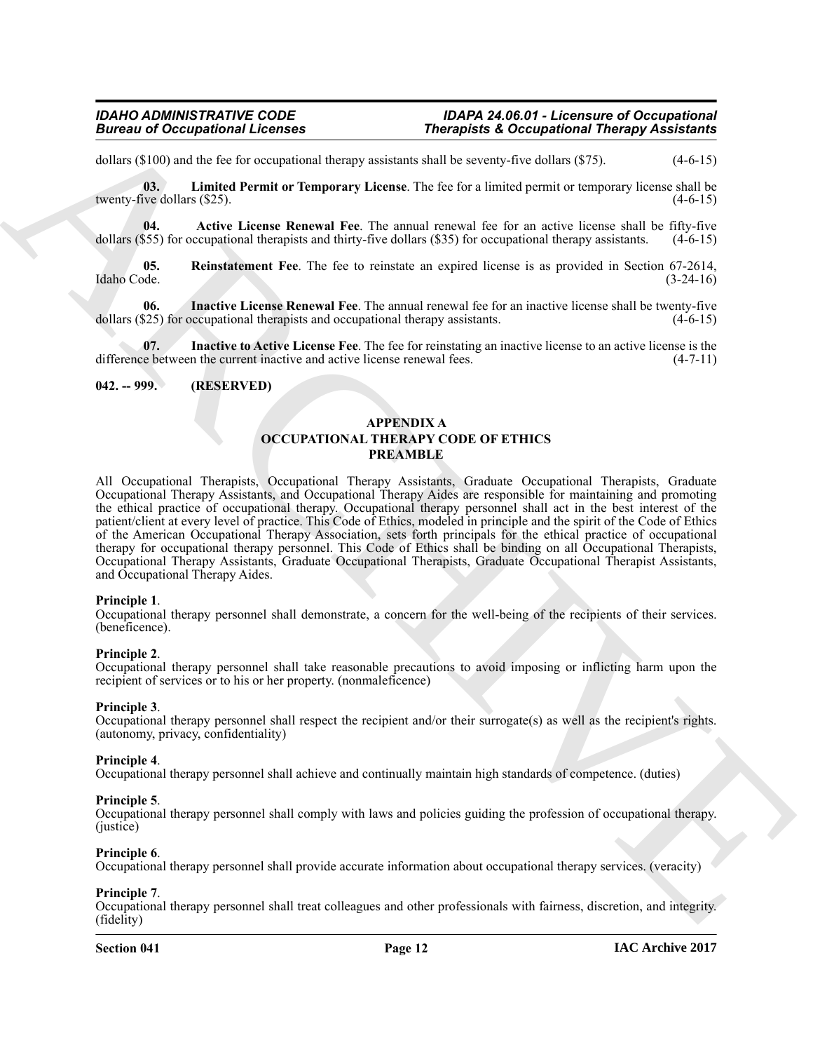dollars ($100) and the fee for occupational therapy assistants shall be seventy-five dollars ($75). (4-6-15)

**03. Limited Permit or Temporary License**. The fee for a limited permit or temporary license shall be twenty-five dollars ($25). (4-6-15)

**04. Active License Renewal Fee**. The annual renewal fee for an active license shall be fifty-five dollars ($55) for occupational therapists and thirty-five dollars ($35) for occupational therapy assistants. (4-6-15)

**05. Reinstatement Fee**. The fee to reinstate an expired license is as provided in Section 67-2614, Idaho Code. (3-24-16)

**06. Inactive License Renewal Fee**. The annual renewal fee for an inactive license shall be twenty-five dollars ($25) for occupational therapists and occupational therapy assistants. (4-6-15)

**07. Inactive to Active License Fee**. The fee for reinstating an inactive license to an active license is the difference between the current inactive and active license renewal fees. (4-7-11)

**042. -- 999. (RESERVED)**

## APPENDIX A
## OCCUPATIONAL THERAPY CODE OF ETHICS
## PREAMBLE

All Occupational Therapists, Occupational Therapy Assistants, Graduate Occupational Therapists, Graduate Occupational Therapy Assistants, and Occupational Therapy Aides are responsible for maintaining and promoting the ethical practice of occupational therapy. Occupational therapy personnel shall act in the best interest of the patient/client at every level of practice. This Code of Ethics, modeled in principle and the spirit of the Code of Ethics of the American Occupational Therapy Association, sets forth principals for the ethical practice of occupational therapy for occupational therapy personnel. This Code of Ethics shall be binding on all Occupational Therapists, Occupational Therapy Assistants, Graduate Occupational Therapists, Graduate Occupational Therapist Assistants, and Occupational Therapy Aides.

**Principle 1**.
Occupational therapy personnel shall demonstrate, a concern for the well-being of the recipients of their services. (beneficence).

**Principle 2**.
Occupational therapy personnel shall take reasonable precautions to avoid imposing or inflicting harm upon the recipient of services or to his or her property. (nonmaleficence)

**Principle 3**.
Occupational therapy personnel shall respect the recipient and/or their surrogate(s) as well as the recipient's rights. (autonomy, privacy, confidentiality)

**Principle 4**.
Occupational therapy personnel shall achieve and continually maintain high standards of competence. (duties)

**Principle 5**.
Occupational therapy personnel shall comply with laws and policies guiding the profession of occupational therapy. (justice)

**Principle 6**.
Occupational therapy personnel shall provide accurate information about occupational therapy services. (veracity)

**Principle 7**.
Occupational therapy personnel shall treat colleagues and other professionals with fairness, discretion, and integrity. (fidelity)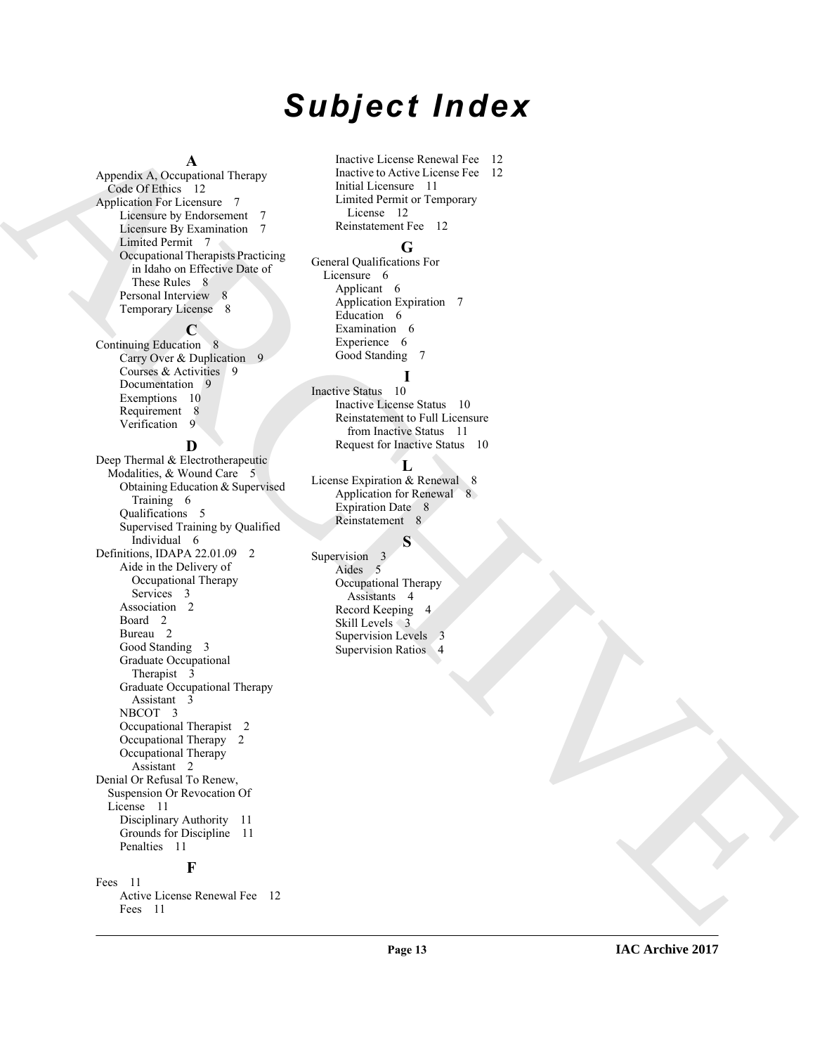# Subject Index

**A**

Appendix A, Occupational Therapy Code Of Ethics 12
Application For Licensure 7
- Licensure by Endorsement 7
- Licensure By Examination 7
- Limited Permit 7
- Occupational Therapists Practicing in Idaho on Effective Date of These Rules 8
- Personal Interview 8
- Temporary License 8

**C**

Continuing Education 8
- Carry Over & Duplication 9
- Courses & Activities 9
- Documentation 9
- Exemptions 10
- Requirement 8
- Verification 9

**D**

Deep Thermal & Electrotherapeutic Modalities, & Wound Care 5
- Obtaining Education & Supervised Training 6
- Qualifications 5
- Supervised Training by Qualified Individual 6

Definitions, IDAPA 22.01.09 2
- Aide in the Delivery of Occupational Therapy Services 3
- Association 2
- Board 2
- Bureau 2
- Good Standing 3
- Graduate Occupational Therapist 3
- Graduate Occupational Therapy Assistant 3
- NBCOT 3
- Occupational Therapist 2
- Occupational Therapy 2
- Occupational Therapy Assistant 2

Denial Or Refusal To Renew, Suspension Or Revocation Of License 11
- Disciplinary Authority 11
- Grounds for Discipline 11
- Penalties 11

**F**

Fees 11
- Active License Renewal Fee 12
- Fees 11
- Inactive License Renewal Fee 12
- Inactive to Active License Fee 12
- Initial Licensure 11
- Limited Permit or Temporary License 12
- Reinstatement Fee 12

**G**

General Qualifications For Licensure 6
- Applicant 6
- Application Expiration 7
- Education 6
- Examination 6
- Experience 6
- Good Standing 7

**I**

Inactive Status 10
- Inactive License Status 10
- Reinstatement to Full Licensure from Inactive Status 11
- Request for Inactive Status 10

**L**

License Expiration & Renewal 8
- Application for Renewal 8
- Expiration Date 8
- Reinstatement 8

**S**

Supervision 3
- Aides 5
- Occupational Therapy Assistants 4
- Record Keeping 4
- Skill Levels 3
- Supervision Levels 3
- Supervision Ratios 4